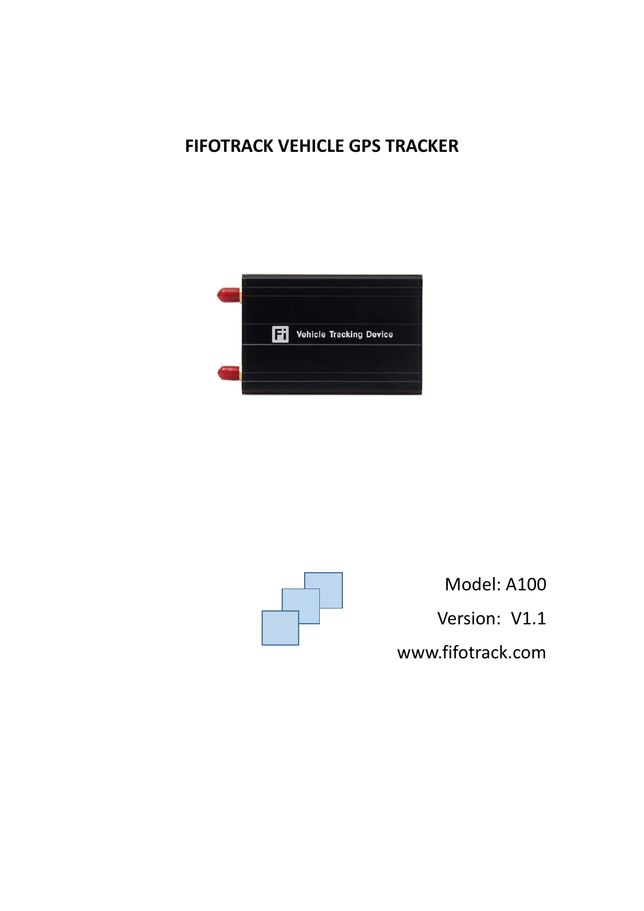# FIFOTRACK VEHICLE GPS TRACKER

Model: A100

Version: V1.1

www.fifotrack.com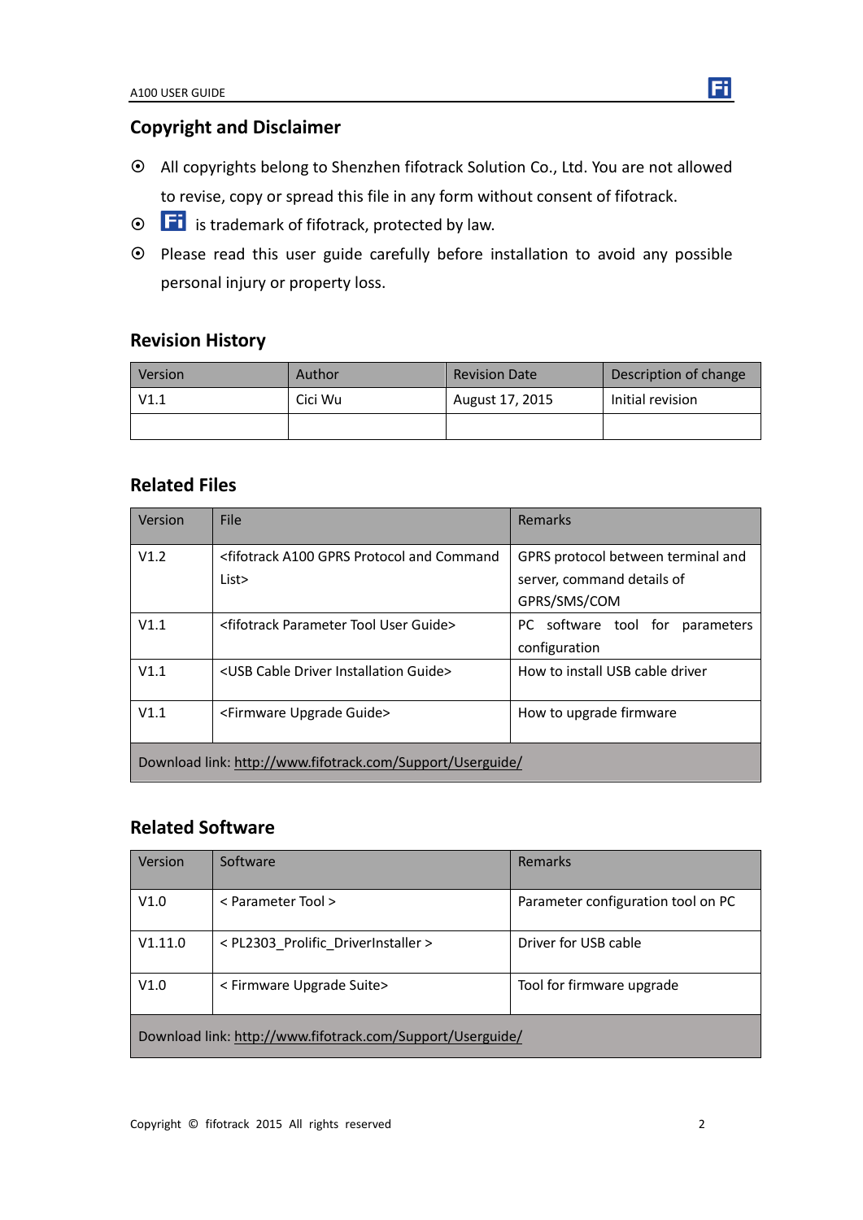## Copyright and Disclaimer

- All copyrights belong to Shenzhen fifotrack Solution Co., Ltd. You are not allowed to revise, copy or spread this file in any form without consent of fifotrack.
- Fi is trademark of fifotrack, protected by law.
- Please read this user guide carefully before installation to avoid any possible personal injury or property loss.

## Revision History

| Version | Author | Revision Date | Description of change |
|---|---|---|---|
| V1.1 | Cici Wu | August 17, 2015 | Initial revision |
| | | | |

## Related Files

| Version | File | Remarks |
|---|---|---|
| V1.2 | <fifotrack A100 GPRS Protocol and Command List> | GPRS protocol between terminal and server, command details of GPRS/SMS/COM |
| V1.1 | <fifotrack Parameter Tool User Guide> | PC software tool for parameters configuration |
| V1.1 | <USB Cable Driver Installation Guide> | How to install USB cable driver |
| V1.1 | <Firmware Upgrade Guide> | How to upgrade firmware |
| Download link: http://www.fifotrack.com/Support/Userguide/ | | |

## Related Software

| Version | Software | Remarks |
|---|---|---|
| V1.0 | < Parameter Tool > | Parameter configuration tool on PC |
| V1.11.0 | < PL2303_Prolific_DriverInstaller > | Driver for USB cable |
| V1.0 | < Firmware Upgrade Suite> | Tool for firmware upgrade |
| Download link: http://www.fifotrack.com/Support/Userguide/ | | |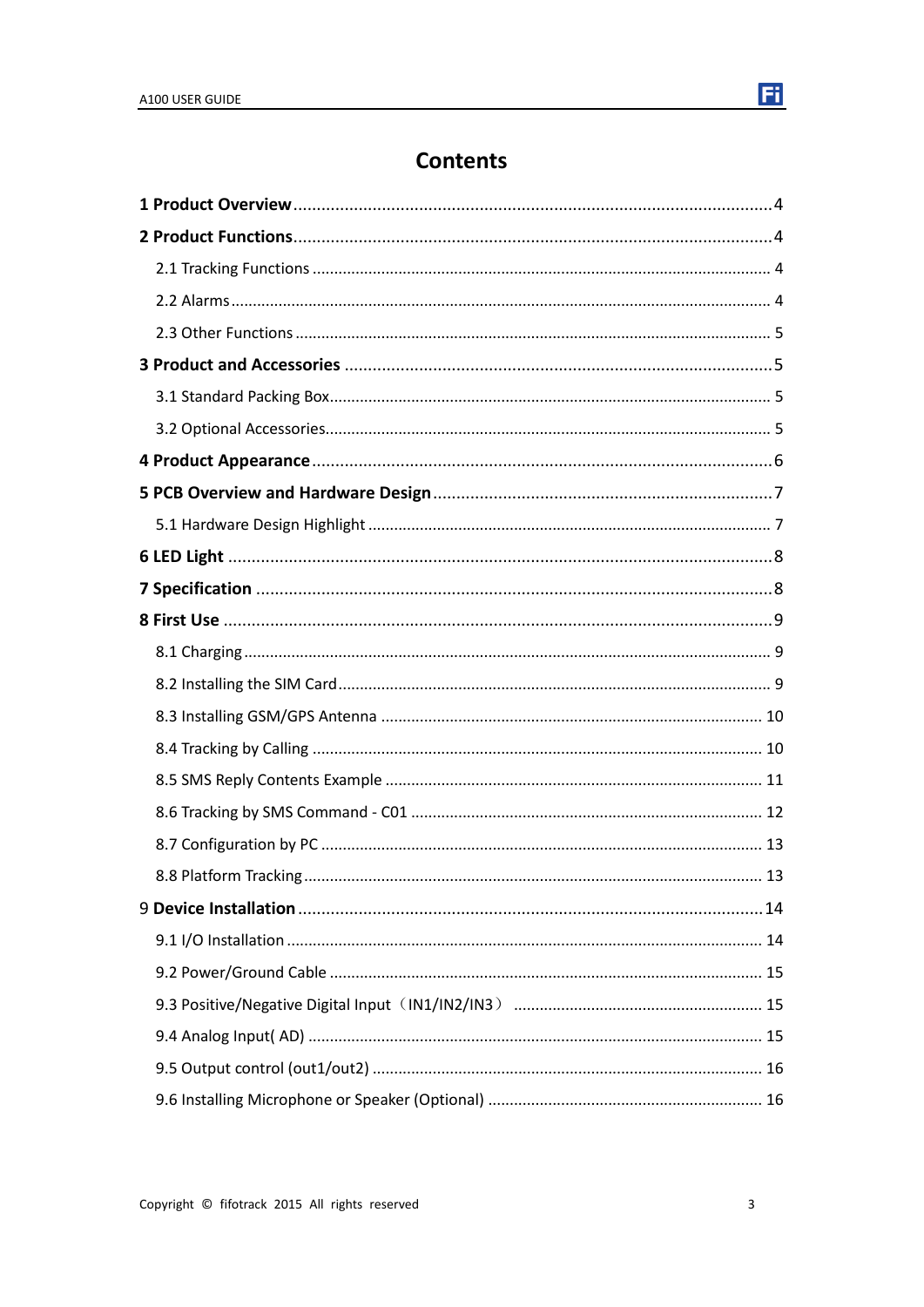# Contents

**1 Product Overview** ........................................................................................................ 4

**2 Product Functions** ........................................................................................................ 4

2.1 Tracking Functions ........................................................................................................ 4

2.2 Alarms ........................................................................................................ 4

2.3 Other Functions ........................................................................................................ 5

**3 Product and Accessories** ........................................................................................................ 5

3.1 Standard Packing Box ........................................................................................................ 5

3.2 Optional Accessories ........................................................................................................ 5

**4 Product Appearance** ........................................................................................................ 6

**5 PCB Overview and Hardware Design** ........................................................................................................ 7

5.1 Hardware Design Highlight ........................................................................................................ 7

**6 LED Light** ........................................................................................................ 8

**7 Specification** ........................................................................................................ 8

**8 First Use** ........................................................................................................ 9

8.1 Charging ........................................................................................................ 9

8.2 Installing the SIM Card ........................................................................................................ 9

8.3 Installing GSM/GPS Antenna ........................................................................................................ 10

8.4 Tracking by Calling ........................................................................................................ 10

8.5 SMS Reply Contents Example ........................................................................................................ 11

8.6 Tracking by SMS Command - C01 ........................................................................................................ 12

8.7 Configuration by PC ........................................................................................................ 13

8.8 Platform Tracking ........................................................................................................ 13

9 **Device Installation** ........................................................................................................ 14

9.1 I/O Installation ........................................................................................................ 14

9.2 Power/Ground Cable ........................................................................................................ 15

9.3 Positive/Negative Digital Input（IN1/IN2/IN3） ........................................................................................................ 15

9.4 Analog Input( AD) ........................................................................................................ 15

9.5 Output control (out1/out2) ........................................................................................................ 16

9.6 Installing Microphone or Speaker (Optional) ........................................................................................................ 16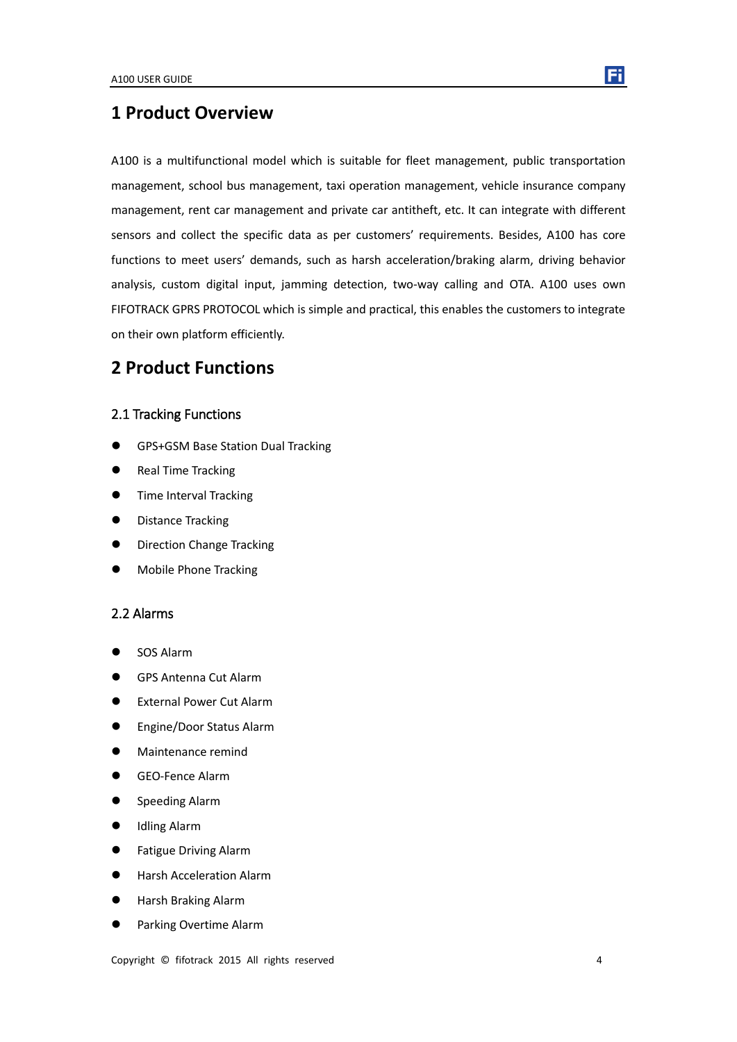# 1 Product Overview

A100 is a multifunctional model which is suitable for fleet management, public transportation management, school bus management, taxi operation management, vehicle insurance company management, rent car management and private car antitheft, etc. It can integrate with different sensors and collect the specific data as per customers' requirements. Besides, A100 has core functions to meet users' demands, such as harsh acceleration/braking alarm, driving behavior analysis, custom digital input, jamming detection, two-way calling and OTA. A100 uses own FIFOTRACK GPRS PROTOCOL which is simple and practical, this enables the customers to integrate on their own platform efficiently.

# 2 Product Functions

## 2.1 Tracking Functions

- GPS+GSM Base Station Dual Tracking
- Real Time Tracking
- Time Interval Tracking
- Distance Tracking
- Direction Change Tracking
- Mobile Phone Tracking

## 2.2 Alarms

- SOS Alarm
- GPS Antenna Cut Alarm
- External Power Cut Alarm
- Engine/Door Status Alarm
- Maintenance remind
- GEO-Fence Alarm
- Speeding Alarm
- Idling Alarm
- Fatigue Driving Alarm
- Harsh Acceleration Alarm
- Harsh Braking Alarm
- Parking Overtime Alarm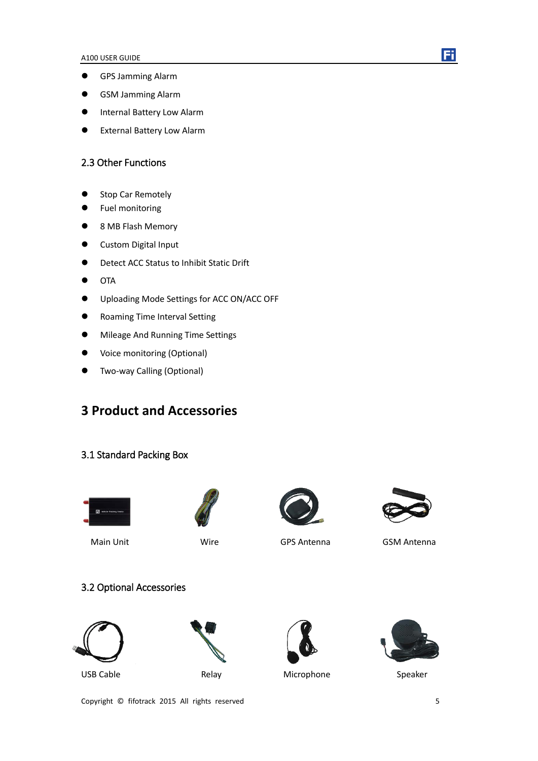- GPS Jamming Alarm
- GSM Jamming Alarm
- Internal Battery Low Alarm
- External Battery Low Alarm

### 2.3 Other Functions

- Stop Car Remotely
- Fuel monitoring
- 8 MB Flash Memory
- Custom Digital Input
- Detect ACC Status to Inhibit Static Drift
- OTA
- Uploading Mode Settings for ACC ON/ACC OFF
- Roaming Time Interval Setting
- Mileage And Running Time Settings
- Voice monitoring (Optional)
- Two-way Calling (Optional)

## 3 Product and Accessories

### 3.1 Standard Packing Box

Main Unit

Wire

GPS Antenna

GSM Antenna

### 3.2 Optional Accessories

USB Cable

Relay

Microphone

Speaker

Copyright © fifotrack 2015 All rights reserved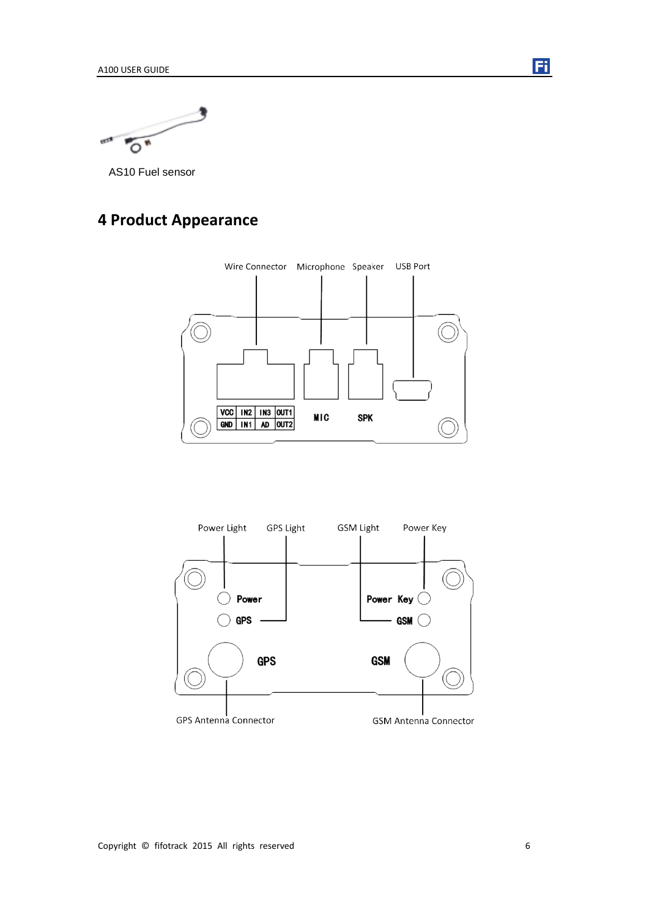AS10 Fuel sensor

# 4 Product Appearance

Wire Connector Microphone Speaker USB Port

| VCC | IN2 | IN3 | OUT1 |
| --- | --- | --- | --- |
| GND | IN1 | AD | OUT2 |

MIC SPK

Power Light GPS Light GSM Light Power Key

Power GPS Power Key GSM

GPS GSM

GPS Antenna Connector GSM Antenna Connector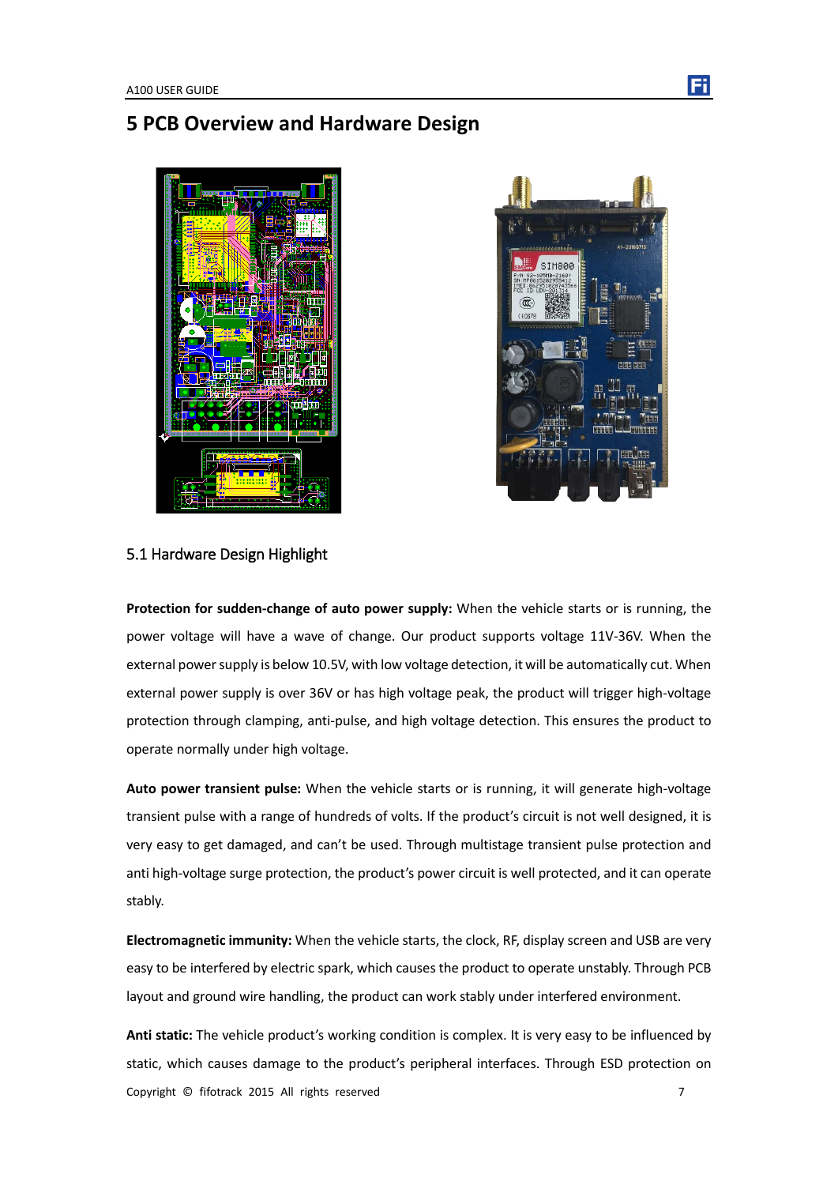# 5 PCB Overview and Hardware Design

## 5.1 Hardware Design Highlight

**Protection for sudden-change of auto power supply:** When the vehicle starts or is running, the power voltage will have a wave of change. Our product supports voltage 11V-36V. When the external power supply is below 10.5V, with low voltage detection, it will be automatically cut. When external power supply is over 36V or has high voltage peak, the product will trigger high-voltage protection through clamping, anti-pulse, and high voltage detection. This ensures the product to operate normally under high voltage.

**Auto power transient pulse:** When the vehicle starts or is running, it will generate high-voltage transient pulse with a range of hundreds of volts. If the product's circuit is not well designed, it is very easy to get damaged, and can't be used. Through multistage transient pulse protection and anti high-voltage surge protection, the product's power circuit is well protected, and it can operate stably.

**Electromagnetic immunity:** When the vehicle starts, the clock, RF, display screen and USB are very easy to be interfered by electric spark, which causes the product to operate unstably. Through PCB layout and ground wire handling, the product can work stably under interfered environment.

**Anti static:** The vehicle product's working condition is complex. It is very easy to be influenced by static, which causes damage to the product's peripheral interfaces. Through ESD protection on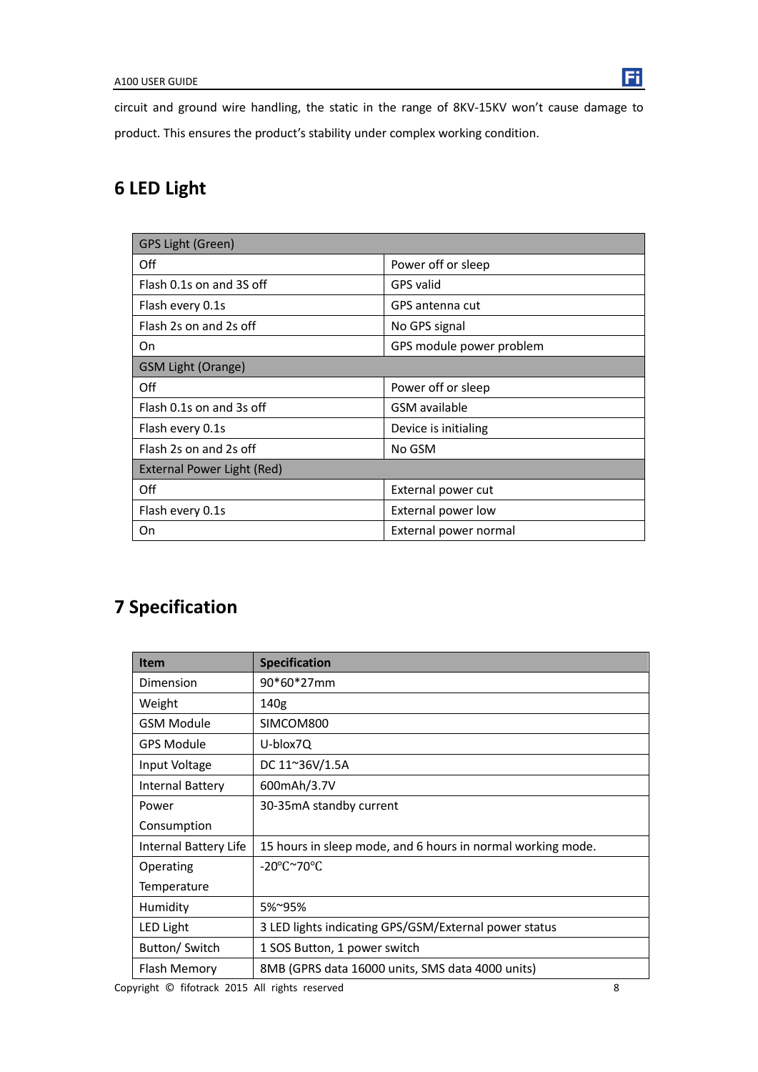circuit and ground wire handling, the static in the range of 8KV-15KV won't cause damage to product. This ensures the product's stability under complex working condition.

## 6 LED Light

| GPS Light (Green) | |
|---|---|
| Off | Power off or sleep |
| Flash 0.1s on and 3S off | GPS valid |
| Flash every 0.1s | GPS antenna cut |
| Flash 2s on and 2s off | No GPS signal |
| On | GPS module power problem |
| GSM Light (Orange) | |
| Off | Power off or sleep |
| Flash 0.1s on and 3s off | GSM available |
| Flash every 0.1s | Device is initialing |
| Flash 2s on and 2s off | No GSM |
| External Power Light (Red) | |
| Off | External power cut |
| Flash every 0.1s | External power low |
| On | External power normal |

## 7 Specification

| Item | Specification |
|---|---|
| Dimension | 90*60*27mm |
| Weight | 140g |
| GSM Module | SIMCOM800 |
| GPS Module | U-blox7Q |
| Input Voltage | DC 11~36V/1.5A |
| Internal Battery | 600mAh/3.7V |
| Power Consumption | 30-35mA standby current |
| Internal Battery Life | 15 hours in sleep mode, and 6 hours in normal working mode. |
| Operating Temperature | -20℃~70℃ |
| Humidity | 5%~95% |
| LED Light | 3 LED lights indicating GPS/GSM/External power status |
| Button/ Switch | 1 SOS Button, 1 power switch |
| Flash Memory | 8MB (GPRS data 16000 units, SMS data 4000 units) |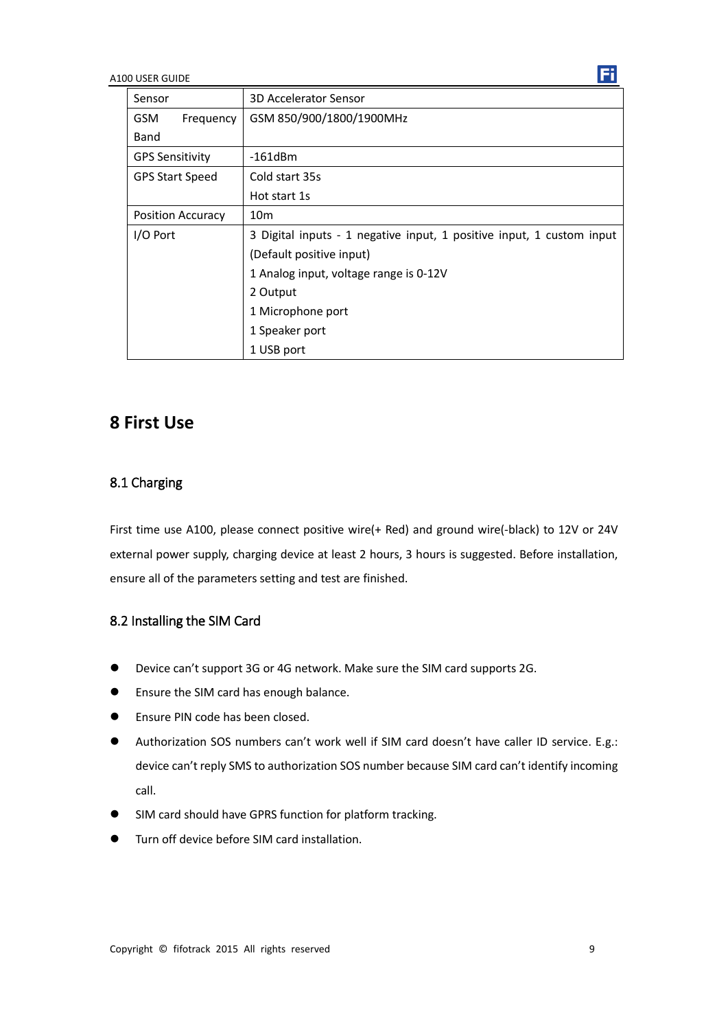| Sensor | 3D Accelerator Sensor |
|---|---|
| GSM Frequency Band | GSM 850/900/1800/1900MHz |
| GPS Sensitivity | -161dBm |
| GPS Start Speed | Cold start 35s<br>Hot start 1s |
| Position Accuracy | 10m |
| I/O Port | 3 Digital inputs - 1 negative input, 1 positive input, 1 custom input (Default positive input)<br>1 Analog input, voltage range is 0-12V<br>2 Output<br>1 Microphone port<br>1 Speaker port<br>1 USB port |

# 8 First Use

## 8.1 Charging

First time use A100, please connect positive wire(+ Red) and ground wire(-black) to 12V or 24V external power supply, charging device at least 2 hours, 3 hours is suggested. Before installation, ensure all of the parameters setting and test are finished.

## 8.2 Installing the SIM Card

- Device can't support 3G or 4G network. Make sure the SIM card supports 2G.
- Ensure the SIM card has enough balance.
- Ensure PIN code has been closed.
- Authorization SOS numbers can't work well if SIM card doesn't have caller ID service. E.g.: device can't reply SMS to authorization SOS number because SIM card can't identify incoming call.
- SIM card should have GPRS function for platform tracking.
- Turn off device before SIM card installation.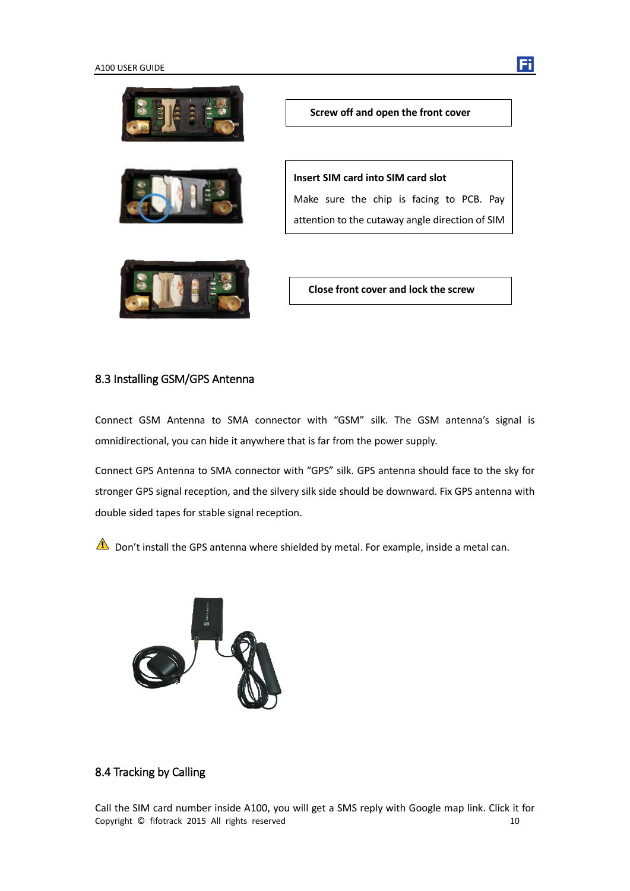**Screw off and open the front cover**

**Insert SIM card into SIM card slot**

Make sure the chip is facing to PCB. Pay attention to the cutaway angle direction of SIM

**Close front cover and lock the screw**

## 8.3 Installing GSM/GPS Antenna

Connect GSM Antenna to SMA connector with "GSM" silk. The GSM antenna's signal is omnidirectional, you can hide it anywhere that is far from the power supply.

Connect GPS Antenna to SMA connector with "GPS" silk. GPS antenna should face to the sky for stronger GPS signal reception, and the silvery silk side should be downward. Fix GPS antenna with double sided tapes for stable signal reception.

⚠ Don't install the GPS antenna where shielded by metal. For example, inside a metal can.

## 8.4 Tracking by Calling

Call the SIM card number inside A100, you will get a SMS reply with Google map link. Click it for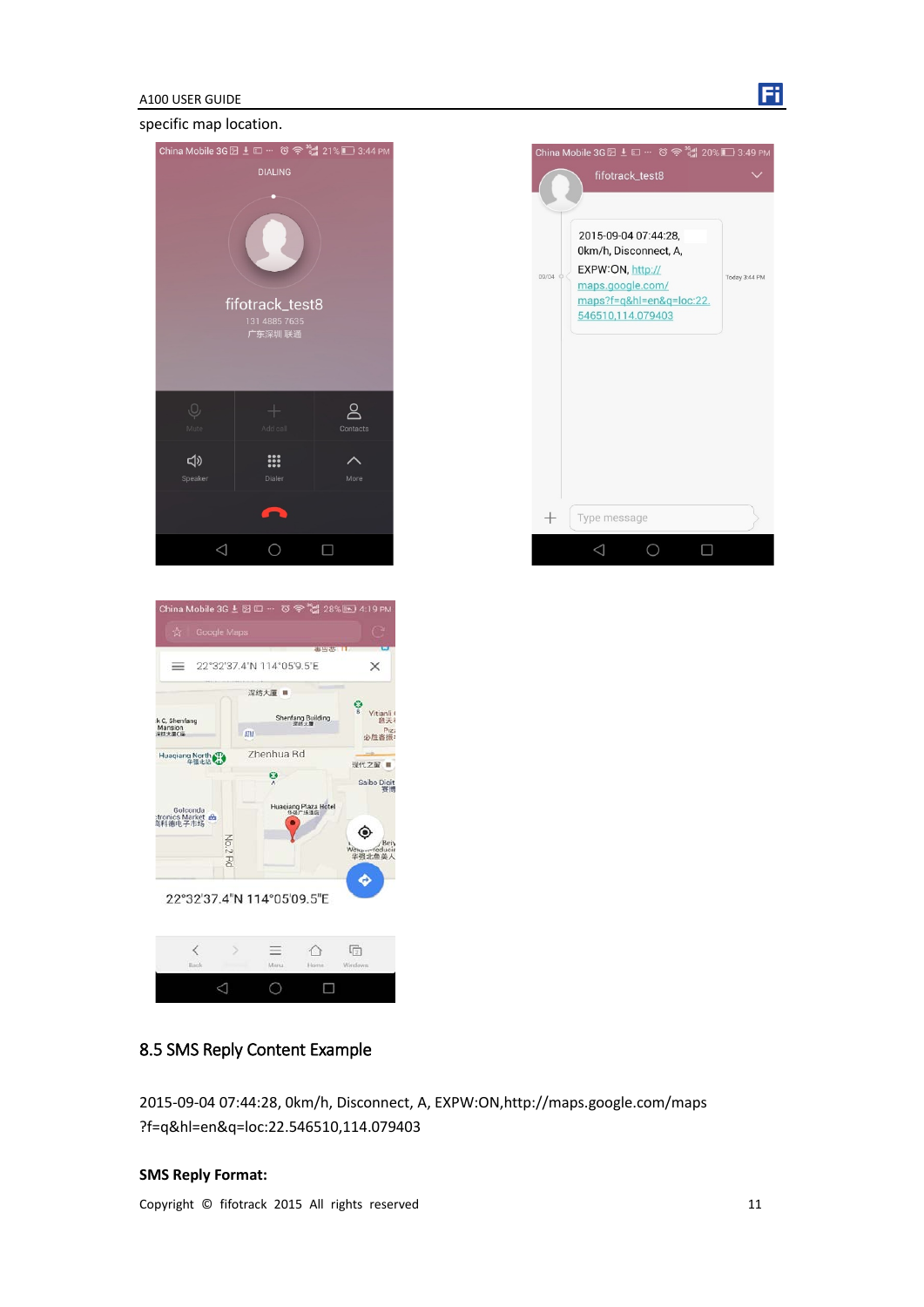specific map location.

## 8.5 SMS Reply Content Example

2015-09-04 07:44:28, 0km/h, Disconnect, A, EXPW:ON,http://maps.google.com/maps ?f=q&hl=en&q=loc:22.546510,114.079403

**SMS Reply Format:**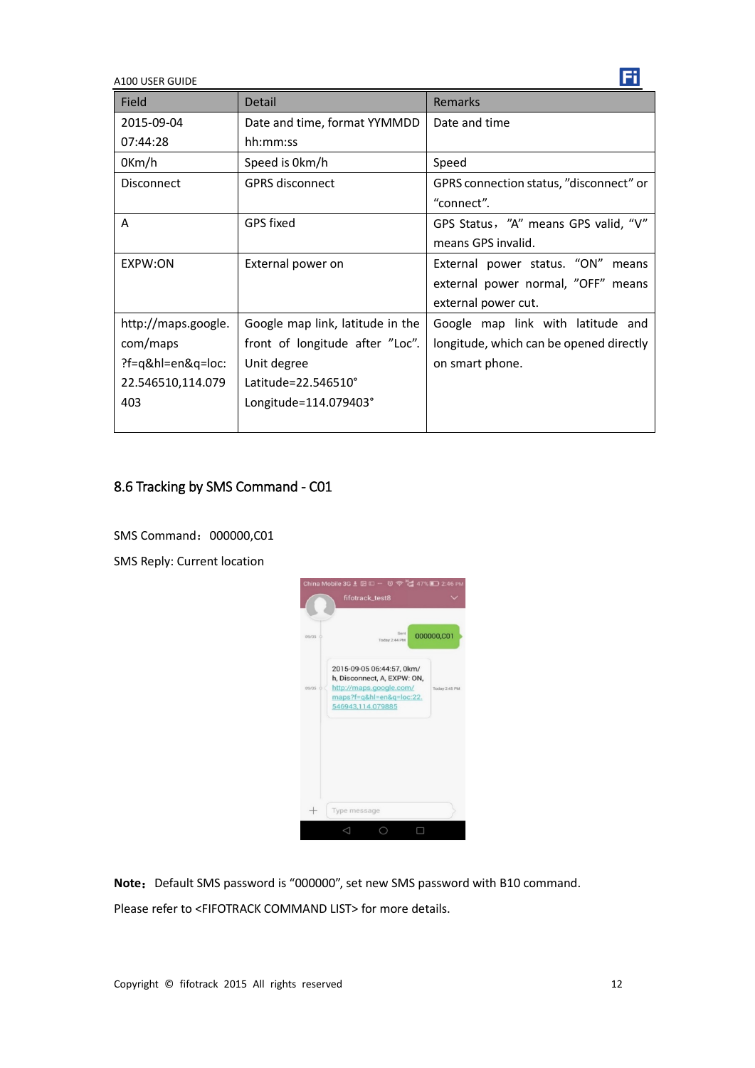| Field | Detail | Remarks |
|---|---|---|
| 2015-09-04 07:44:28 | Date and time, format YYMMDD hh:mm:ss | Date and time |
| 0Km/h | Speed is 0km/h | Speed |
| Disconnect | GPRS disconnect | GPRS connection status, ”disconnect” or “connect”. |
| A | GPS fixed | GPS Status，”A” means GPS valid, “V” means GPS invalid. |
| EXPW:ON | External power on | External power status. “ON” means external power normal, ”OFF” means external power cut. |
| http://maps.google.com/maps?f=q&hl=en&q=loc:22.546510,114.079403 | Google map link, latitude in the front of longitude after ”Loc”. Unit degree Latitude=22.546510° Longitude=114.079403° | Google map link with latitude and longitude, which can be opened directly on smart phone. |

## 8.6 Tracking by SMS Command - C01

SMS Command：000000,C01

SMS Reply: Current location

**Note：** Default SMS password is “000000”, set new SMS password with B10 command.

Please refer to <FIFOTRACK COMMAND LIST> for more details.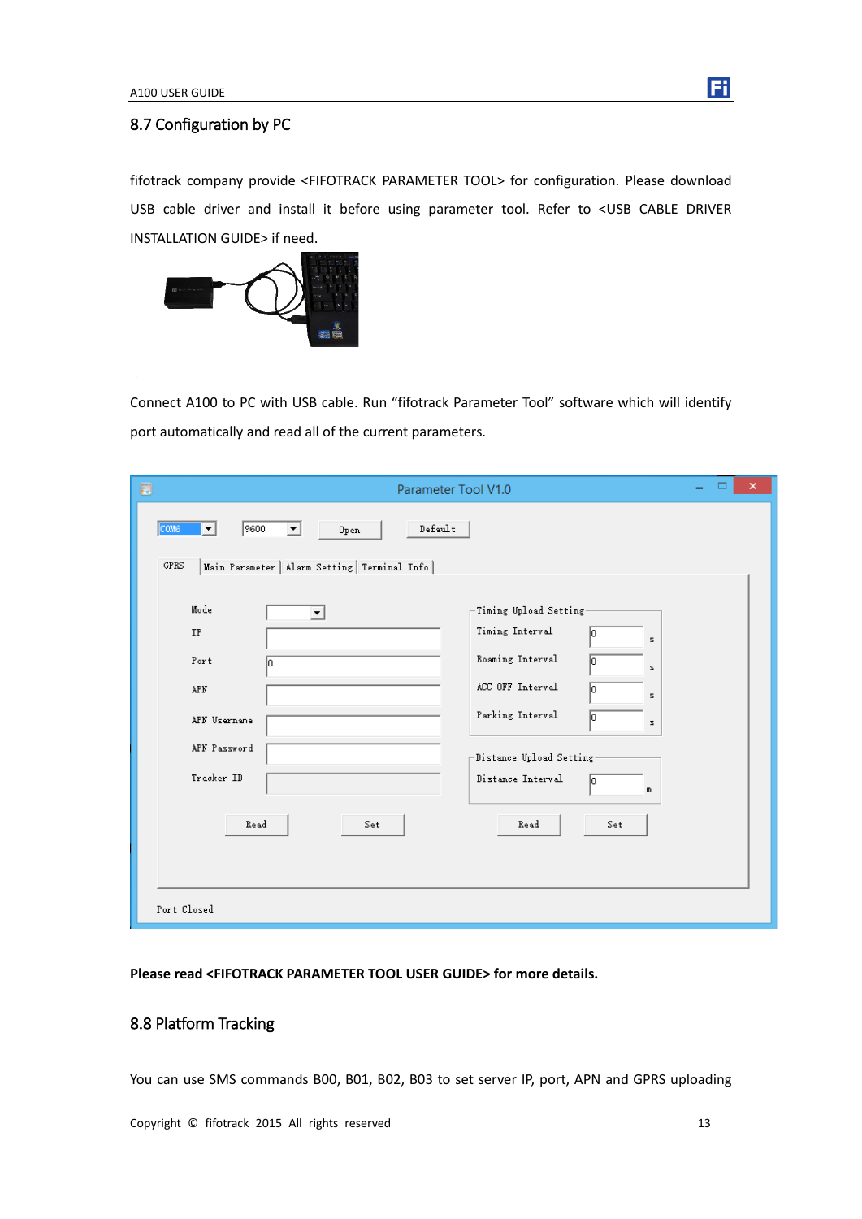## 8.7 Configuration by PC

fifotrack company provide <FIFOTRACK PARAMETER TOOL> for configuration. Please download USB cable driver and install it before using parameter tool. Refer to <USB CABLE DRIVER INSTALLATION GUIDE> if need.

Connect A100 to PC with USB cable. Run "fifotrack Parameter Tool" software which will identify port automatically and read all of the current parameters.

**Please read <FIFOTRACK PARAMETER TOOL USER GUIDE> for more details.**

## 8.8 Platform Tracking

You can use SMS commands B00, B01, B02, B03 to set server IP, port, APN and GPRS uploading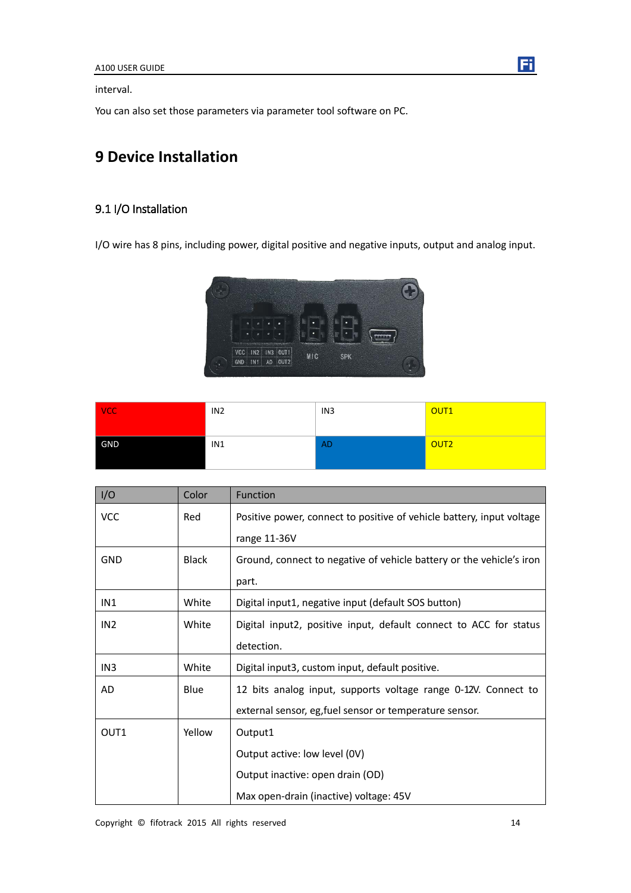interval.

You can also set those parameters via parameter tool software on PC.

# 9 Device Installation

## 9.1 I/O Installation

I/O wire has 8 pins, including power, digital positive and negative inputs, output and analog input.

| VCC | IN2 | IN3 | OUT1 |
|---|---|---|---|
| GND | IN1 | AD | OUT2 |

| I/O | Color | Function |
|---|---|---|
| VCC | Red | Positive power, connect to positive of vehicle battery, input voltage range 11-36V |
| GND | Black | Ground, connect to negative of vehicle battery or the vehicle's iron part. |
| IN1 | White | Digital input1, negative input (default SOS button) |
| IN2 | White | Digital input2, positive input, default connect to ACC for status detection. |
| IN3 | White | Digital input3, custom input, default positive. |
| AD | Blue | 12 bits analog input, supports voltage range 0-12V. Connect to external sensor, eg,fuel sensor or temperature sensor. |
| OUT1 | Yellow | Output1<br>Output active: low level (0V)<br>Output inactive: open drain (OD)<br>Max open-drain (inactive) voltage: 45V |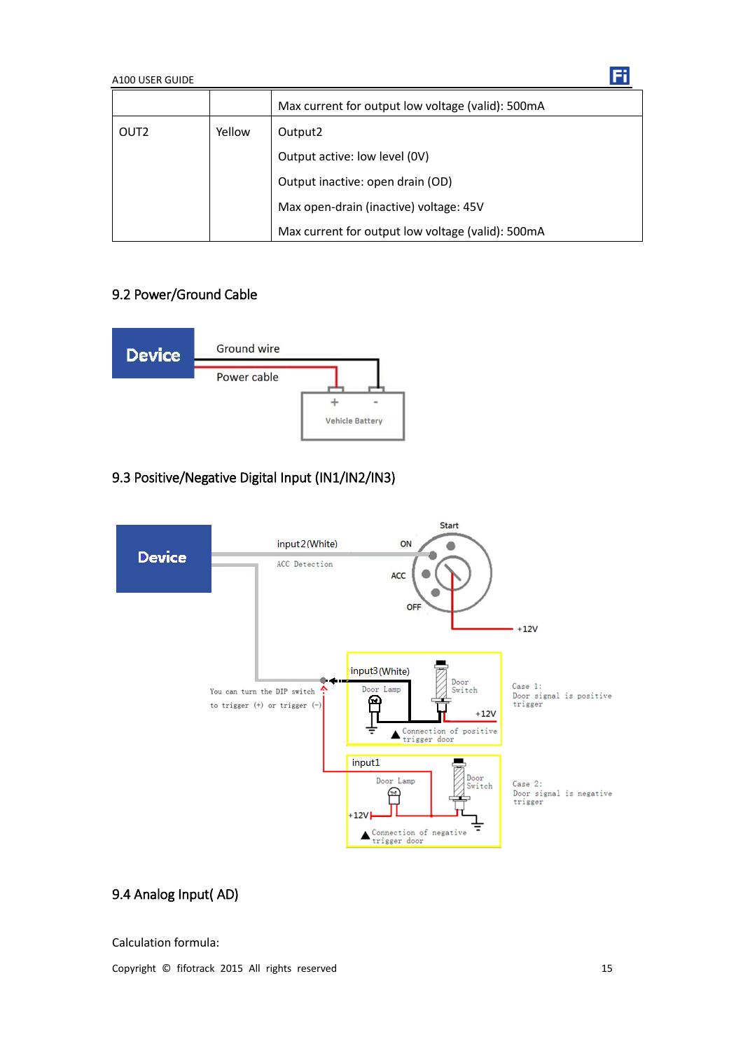|  |  | Max current for output low voltage (valid): 500mA |
|---|---|---|
| OUT2 | Yellow | Output2<br>Output active: low level (0V)<br>Output inactive: open drain (OD)<br>Max open-drain (inactive) voltage: 45V<br>Max current for output low voltage (valid): 500mA |

## 9.2 Power/Ground Cable

## 9.3 Positive/Negative Digital Input (IN1/IN2/IN3)

## 9.4 Analog Input( AD)

Calculation formula: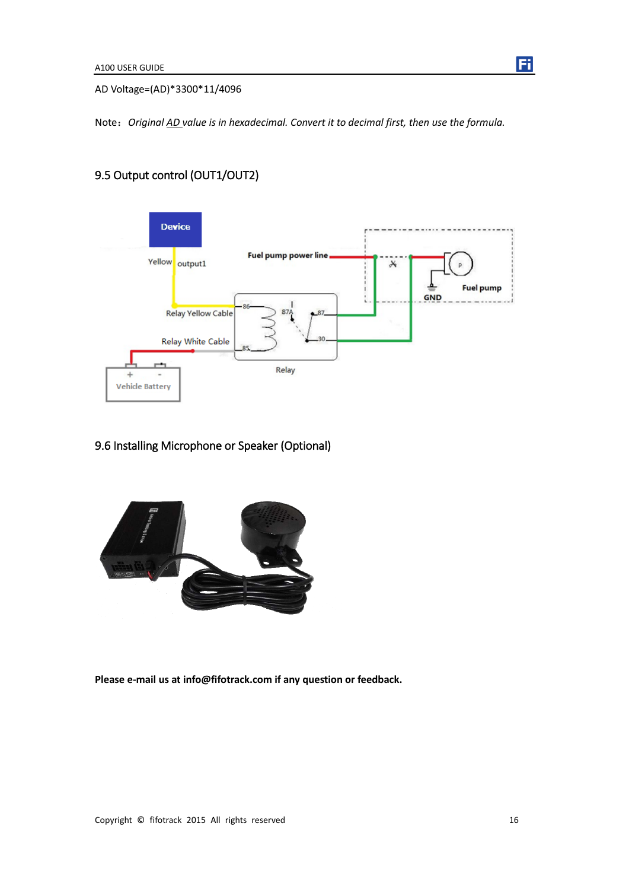AD Voltage=(AD)*3300*11/4096

Note：*Original AD value is in hexadecimal. Convert it to decimal first, then use the formula.*

## 9.5 Output control (OUT1/OUT2)

## 9.6 Installing Microphone or Speaker (Optional)

**Please e-mail us at info@fifotrack.com if any question or feedback.**

Copyright © fifotrack 2015 All rights reserved